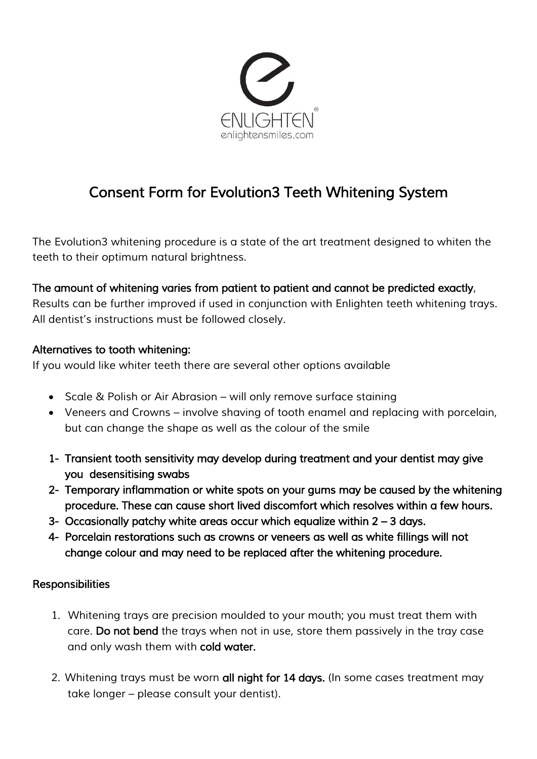ENLIGHTEN®
enlightensmiles.com

# Consent Form for Evolution3 Teeth Whitening System

The Evolution3 whitening procedure is a state of the art treatment designed to whiten the teeth to their optimum natural brightness.

**The amount of whitening varies from patient to patient and cannot be predicted exactly**, Results can be further improved if used in conjunction with Enlighten teeth whitening trays. All dentist's instructions must be followed closely.

**Alternatives to tooth whitening:**
If you would like whiter teeth there are several other options available

- Scale & Polish or Air Abrasion – will only remove surface staining
- Veneers and Crowns – involve shaving of tooth enamel and replacing with porcelain, but can change the shape as well as the colour of the smile

1- **Transient tooth sensitivity may develop during treatment and your dentist may give you desensitising swabs**
2- **Temporary inflammation or white spots on your gums may be caused by the whitening procedure. These can cause short lived discomfort which resolves within a few hours.**
3- **Occasionally patchy white areas occur which equalize within 2 – 3 days.**
4- **Porcelain restorations such as crowns or veneers as well as white fillings will not change colour and may need to be replaced after the whitening procedure.**

**Responsibilities**

1. Whitening trays are precision moulded to your mouth; you must treat them with care. **Do not bend** the trays when not in use, store them passively in the tray case and only wash them with **cold water.**

2. Whitening trays must be worn **all night for 14 days.** (In some cases treatment may take longer – please consult your dentist).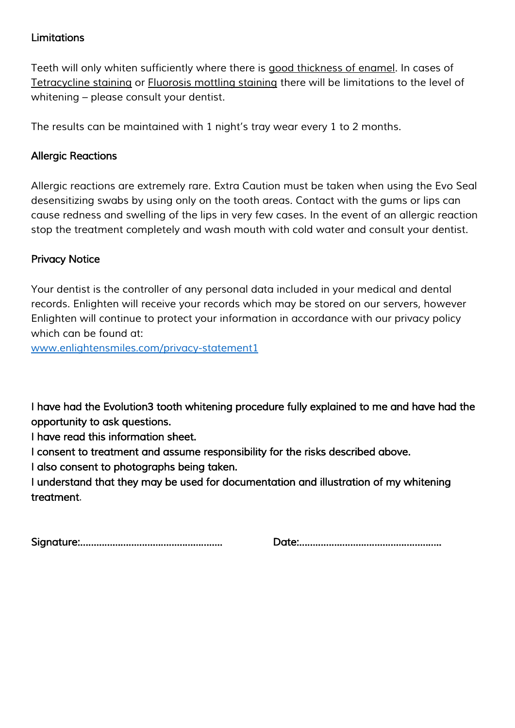## Limitations

Teeth will only whiten sufficiently where there is good thickness of enamel. In cases of Tetracycline staining or Fluorosis mottling staining there will be limitations to the level of whitening – please consult your dentist.

The results can be maintained with 1 night's tray wear every 1 to 2 months.

## Allergic Reactions

Allergic reactions are extremely rare. Extra Caution must be taken when using the Evo Seal desensitizing swabs by using only on the tooth areas. Contact with the gums or lips can cause redness and swelling of the lips in very few cases. In the event of an allergic reaction stop the treatment completely and wash mouth with cold water and consult your dentist.

## Privacy Notice

Your dentist is the controller of any personal data included in your medical and dental records. Enlighten will receive your records which may be stored on our servers, however Enlighten will continue to protect your information in accordance with our privacy policy which can be found at:
www.enlightensmiles.com/privacy-statement1

I have had the Evolution3 tooth whitening procedure fully explained to me and have had the opportunity to ask questions.
I have read this information sheet.
I consent to treatment and assume responsibility for the risks described above.
I also consent to photographs being taken.
I understand that they may be used for documentation and illustration of my whitening treatment.

Signature:.................................................... Date:....................................................